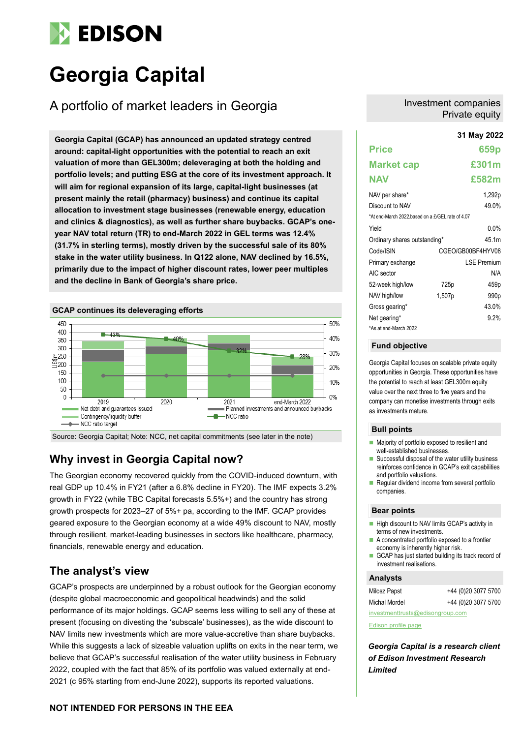# Georgia Capital

## A portfolio of market leaders in Georgia

**Georgia Capital (GCAP) has announced an updated strategy centred around: capital-light opportunities with the potential to reach an exit valuation of more than GEL300m; deleveraging at both the holding and portfolio levels; and putting ESG at the core of its investment approach. It will aim for regional expansion of its large, capital-light businesses (at present mainly the retail (pharmacy) business) and continue its capital allocation to investment stage businesses (renewable energy, education and clinics & diagnostics), as well as further share buybacks. GCAP's one-year NAV total return (TR) to end-March 2022 in GEL terms was 12.4% (31.7% in sterling terms), mostly driven by the successful sale of its 80% stake in the water utility business. In Q122 alone, NAV declined by 16.5%, primarily due to the impact of higher discount rates, lower peer multiples and the decline in Bank of Georgia's share price.**

**GCAP continues its deleveraging efforts**

Source: Georgia Capital; Note: NCC, net capital commitments (see later in the note)

## Why invest in Georgia Capital now?

The Georgian economy recovered quickly from the COVID-induced downturn, with real GDP up 10.4% in FY21 (after a 6.8% decline in FY20). The IMF expects 3.2% growth in FY22 (while TBC Capital forecasts 5.5%+) and the country has strong growth prospects for 2023–27 of 5%+ pa, according to the IMF. GCAP provides geared exposure to the Georgian economy at a wide 49% discount to NAV, mostly through resilient, market-leading businesses in sectors like healthcare, pharmacy, financials, renewable energy and education.

## The analyst's view

GCAP's prospects are underpinned by a robust outlook for the Georgian economy (despite global macroeconomic and geopolitical headwinds) and the solid performance of its major holdings. GCAP seems less willing to sell any of these at present (focusing on divesting the 'subscale' businesses), as the wide discount to NAV limits new investments which are more value-accretive than share buybacks. While this suggests a lack of sizeable valuation uplifts on exits in the near term, we believe that GCAP's successful realisation of the water utility business in February 2022, coupled with the fact that 85% of its portfolio was valued externally at end-2021 (c 95% starting from end-June 2022), supports its reported valuations.

**NOT INTENDED FOR PERSONS IN THE EEA**

Investment companies
Private equity

**31 May 2022**

| | | |
|---|---|---|
| **Price** | | **659p** |
| **Market cap** | | **£301m** |
| **NAV** | | **£582m** |
| NAV per share* | | 1,292p |
| Discount to NAV | | 49.0% |

*At end-March 2022 based on a £/GEL rate of 4.07

| | | |
|---|---|---|
| Yield | | 0.0% |
| Ordinary shares outstanding* | | 45.1m |
| Code/ISIN | | CGEO/GB00BF4HYV08 |
| Primary exchange | | LSE Premium |
| AIC sector | | N/A |
| 52-week high/low | 725p | 459p |
| NAV high/low | 1,507p | 990p |
| Gross gearing* | | 43.0% |
| Net gearing* | | 9.2% |

*As at end-March 2022

### Fund objective

Georgia Capital focuses on scalable private equity opportunities in Georgia. These opportunities have the potential to reach at least GEL300m equity value over the next three to five years and the company can monetise investments through exits as investments mature.

### Bull points

- Majority of portfolio exposed to resilient and well-established businesses.
- Successful disposal of the water utility business reinforces confidence in GCAP's exit capabilities and portfolio valuations.
- Regular dividend income from several portfolio companies.

### Bear points

- High discount to NAV limits GCAP's activity in terms of new investments.
- A concentrated portfolio exposed to a frontier economy is inherently higher risk.
- GCAP has just started building its track record of investment realisations.

### Analysts

| | |
|---|---|
| Milosz Papst | +44 (0)20 3077 5700 |
| Michal Mordel | +44 (0)20 3077 5700 |

investmenttrusts@edisongroup.com

Edison profile page

***Georgia Capital is a research client of Edison Investment Research Limited***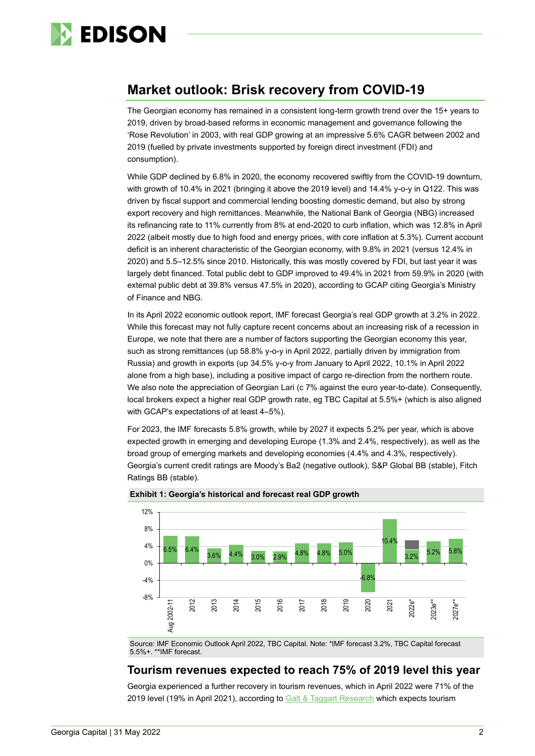## Market outlook: Brisk recovery from COVID-19

The Georgian economy has remained in a consistent long-term growth trend over the 15+ years to 2019, driven by broad-based reforms in economic management and governance following the 'Rose Revolution' in 2003, with real GDP growing at an impressive 5.6% CAGR between 2002 and 2019 (fuelled by private investments supported by foreign direct investment (FDI) and consumption).

While GDP declined by 6.8% in 2020, the economy recovered swiftly from the COVID-19 downturn, with growth of 10.4% in 2021 (bringing it above the 2019 level) and 14.4% y-o-y in Q122. This was driven by fiscal support and commercial lending boosting domestic demand, but also by strong export recovery and high remittances. Meanwhile, the National Bank of Georgia (NBG) increased its refinancing rate to 11% currently from 8% at end-2020 to curb inflation, which was 12.8% in April 2022 (albeit mostly due to high food and energy prices, with core inflation at 5.3%). Current account deficit is an inherent characteristic of the Georgian economy, with 9.8% in 2021 (versus 12.4% in 2020) and 5.5–12.5% since 2010. Historically, this was mostly covered by FDI, but last year it was largely debt financed. Total public debt to GDP improved to 49.4% in 2021 from 59.9% in 2020 (with external public debt at 39.8% versus 47.5% in 2020), according to GCAP citing Georgia's Ministry of Finance and NBG.

In its April 2022 economic outlook report, IMF forecast Georgia's real GDP growth at 3.2% in 2022. While this forecast may not fully capture recent concerns about an increasing risk of a recession in Europe, we note that there are a number of factors supporting the Georgian economy this year, such as strong remittances (up 58.8% y-o-y in April 2022, partially driven by immigration from Russia) and growth in exports (up 34.5% y-o-y from January to April 2022, 10.1% in April 2022 alone from a high base), including a positive impact of cargo re-direction from the northern route. We also note the appreciation of Georgian Lari (c 7% against the euro year-to-date). Consequently, local brokers expect a higher real GDP growth rate, eg TBC Capital at 5.5%+ (which is also aligned with GCAP's expectations of at least 4–5%).

For 2023, the IMF forecasts 5.8% growth, while by 2027 it expects 5.2% per year, which is above expected growth in emerging and developing Europe (1.3% and 2.4%, respectively), as well as the broad group of emerging markets and developing economies (4.4% and 4.3%, respectively). Georgia's current credit ratings are Moody's Ba2 (negative outlook), S&P Global BB (stable), Fitch Ratings BB (stable).

**Exhibit 1: Georgia's historical and forecast real GDP growth**

| Period | Real GDP growth |
|---|---|
| Aug 2002-11 | 6.5% |
| 2012 | 6.4% |
| 2013 | 3.6% |
| 2014 | 4.4% |
| 2015 | 3.0% |
| 2016 | 2.9% |
| 2017 | 4.8% |
| 2018 | 4.8% |
| 2019 | 5.0% |
| 2020 | -6.8% |
| 2021 | 10.4% |
| 2022e* | 3.2% |
| 2023e** | 5.2% |
| 2027e** | 5.8% |

Source: IMF Economic Outlook April 2022, TBC Capital. Note: *IMF forecast 3.2%, TBC Capital forecast 5.5%+. **IMF forecast.

## Tourism revenues expected to reach 75% of 2019 level this year

Georgia experienced a further recovery in tourism revenues, which in April 2022 were 71% of the 2019 level (19% in April 2021), according to Galt & Taggart Research which expects tourism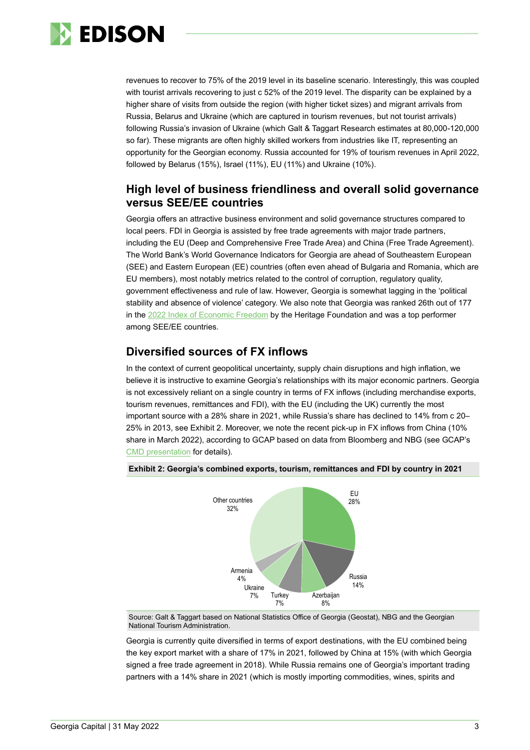revenues to recover to 75% of the 2019 level in its baseline scenario. Interestingly, this was coupled with tourist arrivals recovering to just c 52% of the 2019 level. The disparity can be explained by a higher share of visits from outside the region (with higher ticket sizes) and migrant arrivals from Russia, Belarus and Ukraine (which are captured in tourism revenues, but not tourist arrivals) following Russia's invasion of Ukraine (which Galt & Taggart Research estimates at 80,000-120,000 so far). These migrants are often highly skilled workers from industries like IT, representing an opportunity for the Georgian economy. Russia accounted for 19% of tourism revenues in April 2022, followed by Belarus (15%), Israel (11%), EU (11%) and Ukraine (10%).

## High level of business friendliness and overall solid governance versus SEE/EE countries

Georgia offers an attractive business environment and solid governance structures compared to local peers. FDI in Georgia is assisted by free trade agreements with major trade partners, including the EU (Deep and Comprehensive Free Trade Area) and China (Free Trade Agreement). The World Bank's World Governance Indicators for Georgia are ahead of Southeastern European (SEE) and Eastern European (EE) countries (often even ahead of Bulgaria and Romania, which are EU members), most notably metrics related to the control of corruption, regulatory quality, government effectiveness and rule of law. However, Georgia is somewhat lagging in the 'political stability and absence of violence' category. We also note that Georgia was ranked 26th out of 177 in the 2022 Index of Economic Freedom by the Heritage Foundation and was a top performer among SEE/EE countries.

## Diversified sources of FX inflows

In the context of current geopolitical uncertainty, supply chain disruptions and high inflation, we believe it is instructive to examine Georgia's relationships with its major economic partners. Georgia is not excessively reliant on a single country in terms of FX inflows (including merchandise exports, tourism revenues, remittances and FDI), with the EU (including the UK) currently the most important source with a 28% share in 2021, while Russia's share has declined to 14% from c 20–25% in 2013, see Exhibit 2. Moreover, we note the recent pick-up in FX inflows from China (10% share in March 2022), according to GCAP based on data from Bloomberg and NBG (see GCAP's CMD presentation for details).

**Exhibit 2: Georgia's combined exports, tourism, remittances and FDI by country in 2021**

| Country | Share |
|---|---|
| EU | 28% |
| Russia | 14% |
| Azerbaijan | 8% |
| Turkey | 7% |
| Ukraine | 7% |
| Armenia | 4% |
| Other countries | 32% |

Source: Galt & Taggart based on National Statistics Office of Georgia (Geostat), NBG and the Georgian National Tourism Administration.

Georgia is currently quite diversified in terms of export destinations, with the EU combined being the key export market with a share of 17% in 2021, followed by China at 15% (with which Georgia signed a free trade agreement in 2018). While Russia remains one of Georgia's important trading partners with a 14% share in 2021 (which is mostly importing commodities, wines, spirits and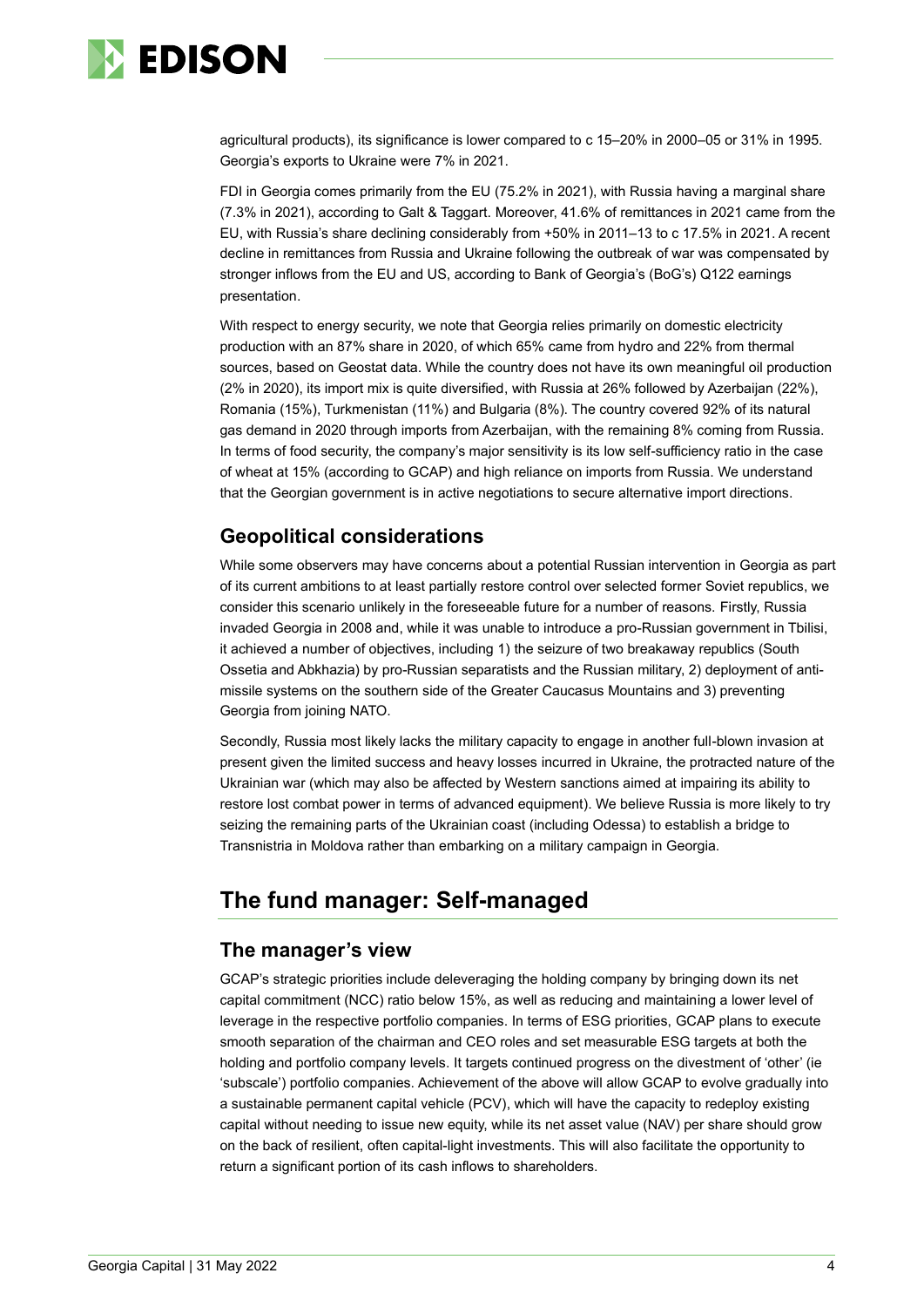agricultural products), its significance is lower compared to c 15–20% in 2000–05 or 31% in 1995. Georgia's exports to Ukraine were 7% in 2021.

FDI in Georgia comes primarily from the EU (75.2% in 2021), with Russia having a marginal share (7.3% in 2021), according to Galt & Taggart. Moreover, 41.6% of remittances in 2021 came from the EU, with Russia's share declining considerably from +50% in 2011–13 to c 17.5% in 2021. A recent decline in remittances from Russia and Ukraine following the outbreak of war was compensated by stronger inflows from the EU and US, according to Bank of Georgia's (BoG's) Q122 earnings presentation.

With respect to energy security, we note that Georgia relies primarily on domestic electricity production with an 87% share in 2020, of which 65% came from hydro and 22% from thermal sources, based on Geostat data. While the country does not have its own meaningful oil production (2% in 2020), its import mix is quite diversified, with Russia at 26% followed by Azerbaijan (22%), Romania (15%), Turkmenistan (11%) and Bulgaria (8%). The country covered 92% of its natural gas demand in 2020 through imports from Azerbaijan, with the remaining 8% coming from Russia. In terms of food security, the company's major sensitivity is its low self-sufficiency ratio in the case of wheat at 15% (according to GCAP) and high reliance on imports from Russia. We understand that the Georgian government is in active negotiations to secure alternative import directions.

## Geopolitical considerations

While some observers may have concerns about a potential Russian intervention in Georgia as part of its current ambitions to at least partially restore control over selected former Soviet republics, we consider this scenario unlikely in the foreseeable future for a number of reasons. Firstly, Russia invaded Georgia in 2008 and, while it was unable to introduce a pro-Russian government in Tbilisi, it achieved a number of objectives, including 1) the seizure of two breakaway republics (South Ossetia and Abkhazia) by pro-Russian separatists and the Russian military, 2) deployment of anti-missile systems on the southern side of the Greater Caucasus Mountains and 3) preventing Georgia from joining NATO.

Secondly, Russia most likely lacks the military capacity to engage in another full-blown invasion at present given the limited success and heavy losses incurred in Ukraine, the protracted nature of the Ukrainian war (which may also be affected by Western sanctions aimed at impairing its ability to restore lost combat power in terms of advanced equipment). We believe Russia is more likely to try seizing the remaining parts of the Ukrainian coast (including Odessa) to establish a bridge to Transnistria in Moldova rather than embarking on a military campaign in Georgia.

# The fund manager: Self-managed

## The manager's view

GCAP's strategic priorities include deleveraging the holding company by bringing down its net capital commitment (NCC) ratio below 15%, as well as reducing and maintaining a lower level of leverage in the respective portfolio companies. In terms of ESG priorities, GCAP plans to execute smooth separation of the chairman and CEO roles and set measurable ESG targets at both the holding and portfolio company levels. It targets continued progress on the divestment of 'other' (ie 'subscale') portfolio companies. Achievement of the above will allow GCAP to evolve gradually into a sustainable permanent capital vehicle (PCV), which will have the capacity to redeploy existing capital without needing to issue new equity, while its net asset value (NAV) per share should grow on the back of resilient, often capital-light investments. This will also facilitate the opportunity to return a significant portion of its cash inflows to shareholders.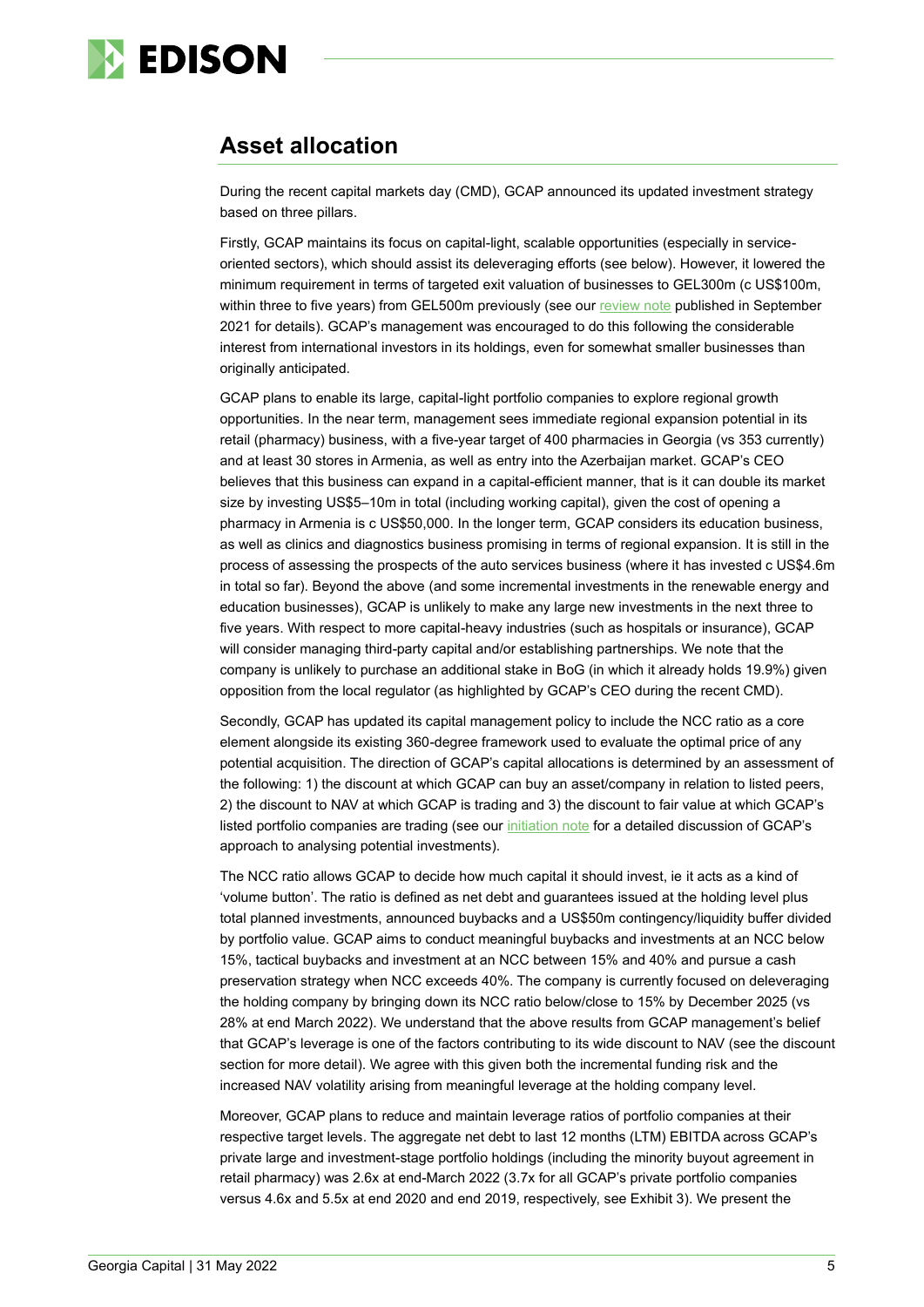## Asset allocation

During the recent capital markets day (CMD), GCAP announced its updated investment strategy based on three pillars.

Firstly, GCAP maintains its focus on capital-light, scalable opportunities (especially in service-oriented sectors), which should assist its deleveraging efforts (see below). However, it lowered the minimum requirement in terms of targeted exit valuation of businesses to GEL300m (c US$100m, within three to five years) from GEL500m previously (see our review note published in September 2021 for details). GCAP's management was encouraged to do this following the considerable interest from international investors in its holdings, even for somewhat smaller businesses than originally anticipated.

GCAP plans to enable its large, capital-light portfolio companies to explore regional growth opportunities. In the near term, management sees immediate regional expansion potential in its retail (pharmacy) business, with a five-year target of 400 pharmacies in Georgia (vs 353 currently) and at least 30 stores in Armenia, as well as entry into the Azerbaijan market. GCAP's CEO believes that this business can expand in a capital-efficient manner, that is it can double its market size by investing US$5–10m in total (including working capital), given the cost of opening a pharmacy in Armenia is c US$50,000. In the longer term, GCAP considers its education business, as well as clinics and diagnostics business promising in terms of regional expansion. It is still in the process of assessing the prospects of the auto services business (where it has invested c US$4.6m in total so far). Beyond the above (and some incremental investments in the renewable energy and education businesses), GCAP is unlikely to make any large new investments in the next three to five years. With respect to more capital-heavy industries (such as hospitals or insurance), GCAP will consider managing third-party capital and/or establishing partnerships. We note that the company is unlikely to purchase an additional stake in BoG (in which it already holds 19.9%) given opposition from the local regulator (as highlighted by GCAP's CEO during the recent CMD).

Secondly, GCAP has updated its capital management policy to include the NCC ratio as a core element alongside its existing 360-degree framework used to evaluate the optimal price of any potential acquisition. The direction of GCAP's capital allocations is determined by an assessment of the following: 1) the discount at which GCAP can buy an asset/company in relation to listed peers, 2) the discount to NAV at which GCAP is trading and 3) the discount to fair value at which GCAP's listed portfolio companies are trading (see our initiation note for a detailed discussion of GCAP's approach to analysing potential investments).

The NCC ratio allows GCAP to decide how much capital it should invest, ie it acts as a kind of 'volume button'. The ratio is defined as net debt and guarantees issued at the holding level plus total planned investments, announced buybacks and a US$50m contingency/liquidity buffer divided by portfolio value. GCAP aims to conduct meaningful buybacks and investments at an NCC below 15%, tactical buybacks and investment at an NCC between 15% and 40% and pursue a cash preservation strategy when NCC exceeds 40%. The company is currently focused on deleveraging the holding company by bringing down its NCC ratio below/close to 15% by December 2025 (vs 28% at end March 2022). We understand that the above results from GCAP management's belief that GCAP's leverage is one of the factors contributing to its wide discount to NAV (see the discount section for more detail). We agree with this given both the incremental funding risk and the increased NAV volatility arising from meaningful leverage at the holding company level.

Moreover, GCAP plans to reduce and maintain leverage ratios of portfolio companies at their respective target levels. The aggregate net debt to last 12 months (LTM) EBITDA across GCAP's private large and investment-stage portfolio holdings (including the minority buyout agreement in retail pharmacy) was 2.6x at end-March 2022 (3.7x for all GCAP's private portfolio companies versus 4.6x and 5.5x at end 2020 and end 2019, respectively, see Exhibit 3). We present the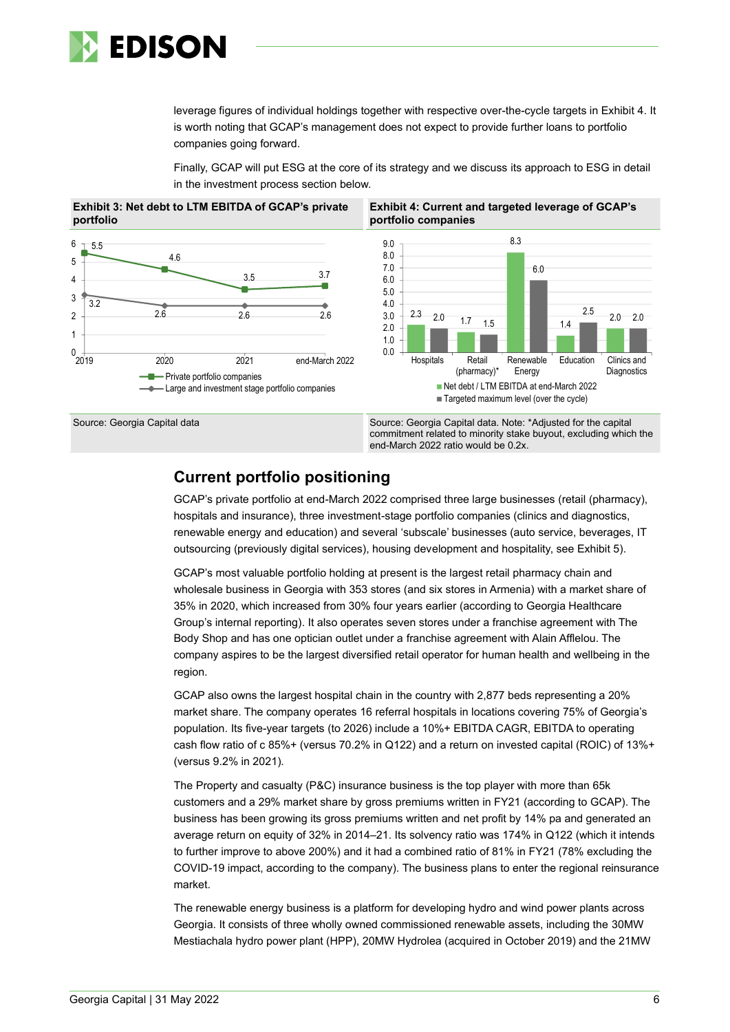leverage figures of individual holdings together with respective over-the-cycle targets in Exhibit 4. It is worth noting that GCAP's management does not expect to provide further loans to portfolio companies going forward.

Finally, GCAP will put ESG at the core of its strategy and we discuss its approach to ESG in detail in the investment process section below.

**Exhibit 3: Net debt to LTM EBITDA of GCAP's private portfolio**

| | 2019 | 2020 | 2021 | end-March 2022 |
|---|---|---|---|---|
| Private portfolio companies | 5.5 | 4.6 | 3.5 | 3.7 |
| Large and investment stage portfolio companies | 3.2 | 2.6 | 2.6 | 2.6 |

Source: Georgia Capital data

**Exhibit 4: Current and targeted leverage of GCAP's portfolio companies**

| | Hospitals | Retail (pharmacy)* | Renewable Energy | Education | Clinics and Diagnostics |
|---|---|---|---|---|---|
| Net debt / LTM EBITDA at end-March 2022 | 2.3 | 1.7 | 8.3 | 1.4 | 2.0 |
| Targeted maximum level (over the cycle) | 2.0 | 1.5 | 6.0 | 2.5 | 2.0 |

Source: Georgia Capital data. Note: *Adjusted for the capital commitment related to minority stake buyout, excluding which the end-March 2022 ratio would be 0.2x.

## Current portfolio positioning

GCAP's private portfolio at end-March 2022 comprised three large businesses (retail (pharmacy), hospitals and insurance), three investment-stage portfolio companies (clinics and diagnostics, renewable energy and education) and several 'subscale' businesses (auto service, beverages, IT outsourcing (previously digital services), housing development and hospitality, see Exhibit 5).

GCAP's most valuable portfolio holding at present is the largest retail pharmacy chain and wholesale business in Georgia with 353 stores (and six stores in Armenia) with a market share of 35% in 2020, which increased from 30% four years earlier (according to Georgia Healthcare Group's internal reporting). It also operates seven stores under a franchise agreement with The Body Shop and has one optician outlet under a franchise agreement with Alain Afflelou. The company aspires to be the largest diversified retail operator for human health and wellbeing in the region.

GCAP also owns the largest hospital chain in the country with 2,877 beds representing a 20% market share. The company operates 16 referral hospitals in locations covering 75% of Georgia's population. Its five-year targets (to 2026) include a 10%+ EBITDA CAGR, EBITDA to operating cash flow ratio of c 85%+ (versus 70.2% in Q122) and a return on invested capital (ROIC) of 13%+ (versus 9.2% in 2021).

The Property and casualty (P&C) insurance business is the top player with more than 65k customers and a 29% market share by gross premiums written in FY21 (according to GCAP). The business has been growing its gross premiums written and net profit by 14% pa and generated an average return on equity of 32% in 2014–21. Its solvency ratio was 174% in Q122 (which it intends to further improve to above 200%) and it had a combined ratio of 81% in FY21 (78% excluding the COVID-19 impact, according to the company). The business plans to enter the regional reinsurance market.

The renewable energy business is a platform for developing hydro and wind power plants across Georgia. It consists of three wholly owned commissioned renewable assets, including the 30MW Mestiachala hydro power plant (HPP), 20MW Hydrolea (acquired in October 2019) and the 21MW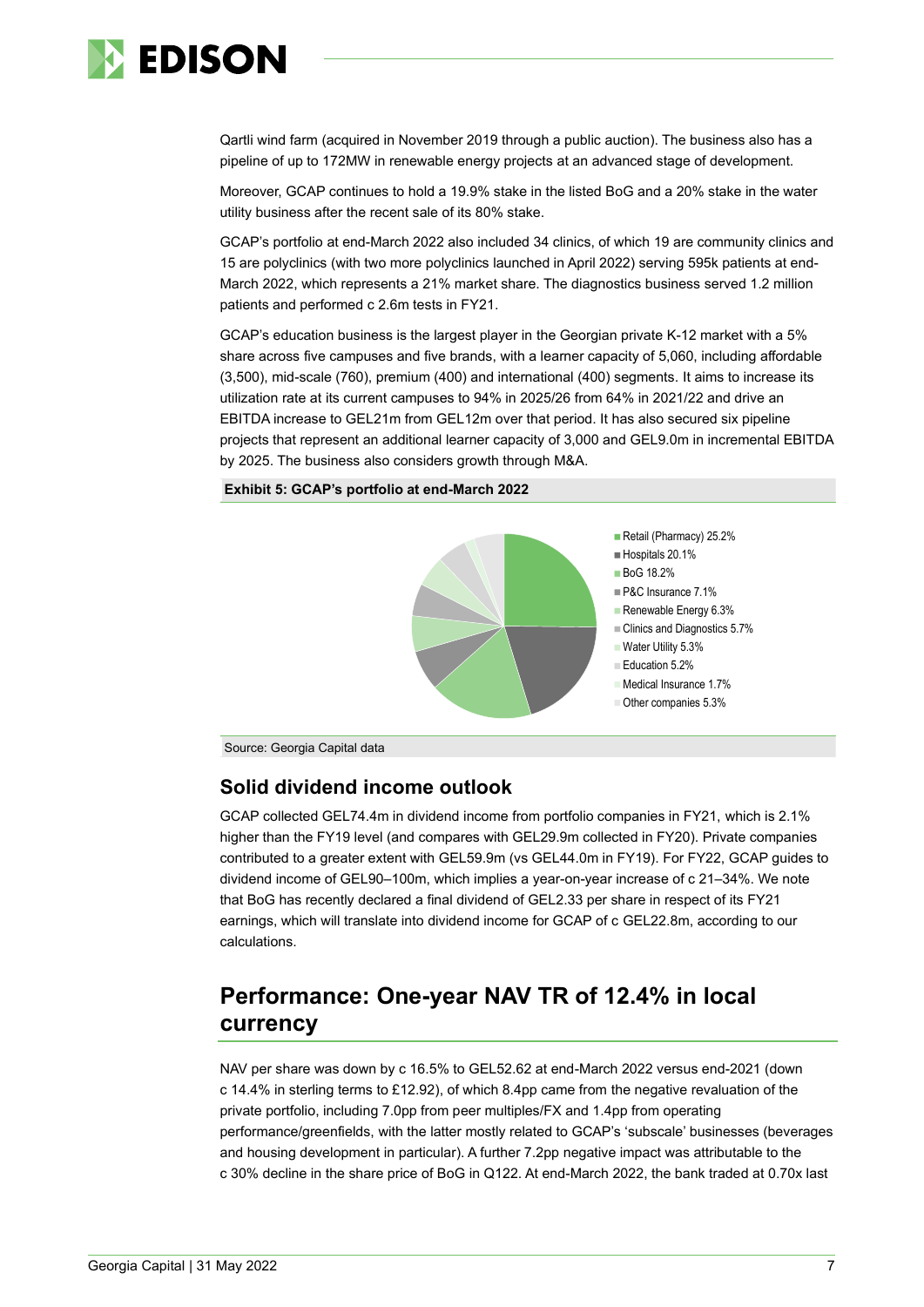Qartli wind farm (acquired in November 2019 through a public auction). The business also has a pipeline of up to 172MW in renewable energy projects at an advanced stage of development.

Moreover, GCAP continues to hold a 19.9% stake in the listed BoG and a 20% stake in the water utility business after the recent sale of its 80% stake.

GCAP's portfolio at end-March 2022 also included 34 clinics, of which 19 are community clinics and 15 are polyclinics (with two more polyclinics launched in April 2022) serving 595k patients at end-March 2022, which represents a 21% market share. The diagnostics business served 1.2 million patients and performed c 2.6m tests in FY21.

GCAP's education business is the largest player in the Georgian private K-12 market with a 5% share across five campuses and five brands, with a learner capacity of 5,060, including affordable (3,500), mid-scale (760), premium (400) and international (400) segments. It aims to increase its utilization rate at its current campuses to 94% in 2025/26 from 64% in 2021/22 and drive an EBITDA increase to GEL21m from GEL12m over that period. It has also secured six pipeline projects that represent an additional learner capacity of 3,000 and GEL9.0m in incremental EBITDA by 2025. The business also considers growth through M&A.

**Exhibit 5: GCAP's portfolio at end-March 2022**

- Retail (Pharmacy) 25.2%
- Hospitals 20.1%
- BoG 18.2%
- P&C Insurance 7.1%
- Renewable Energy 6.3%
- Clinics and Diagnostics 5.7%
- Water Utility 5.3%
- Education 5.2%
- Medical Insurance 1.7%
- Other companies 5.3%

Source: Georgia Capital data

## Solid dividend income outlook

GCAP collected GEL74.4m in dividend income from portfolio companies in FY21, which is 2.1% higher than the FY19 level (and compares with GEL29.9m collected in FY20). Private companies contributed to a greater extent with GEL59.9m (vs GEL44.0m in FY19). For FY22, GCAP guides to dividend income of GEL90–100m, which implies a year-on-year increase of c 21–34%. We note that BoG has recently declared a final dividend of GEL2.33 per share in respect of its FY21 earnings, which will translate into dividend income for GCAP of c GEL22.8m, according to our calculations.

# Performance: One-year NAV TR of 12.4% in local currency

NAV per share was down by c 16.5% to GEL52.62 at end-March 2022 versus end-2021 (down c 14.4% in sterling terms to £12.92), of which 8.4pp came from the negative revaluation of the private portfolio, including 7.0pp from peer multiples/FX and 1.4pp from operating performance/greenfields, with the latter mostly related to GCAP's 'subscale' businesses (beverages and housing development in particular). A further 7.2pp negative impact was attributable to the c 30% decline in the share price of BoG in Q122. At end-March 2022, the bank traded at 0.70x last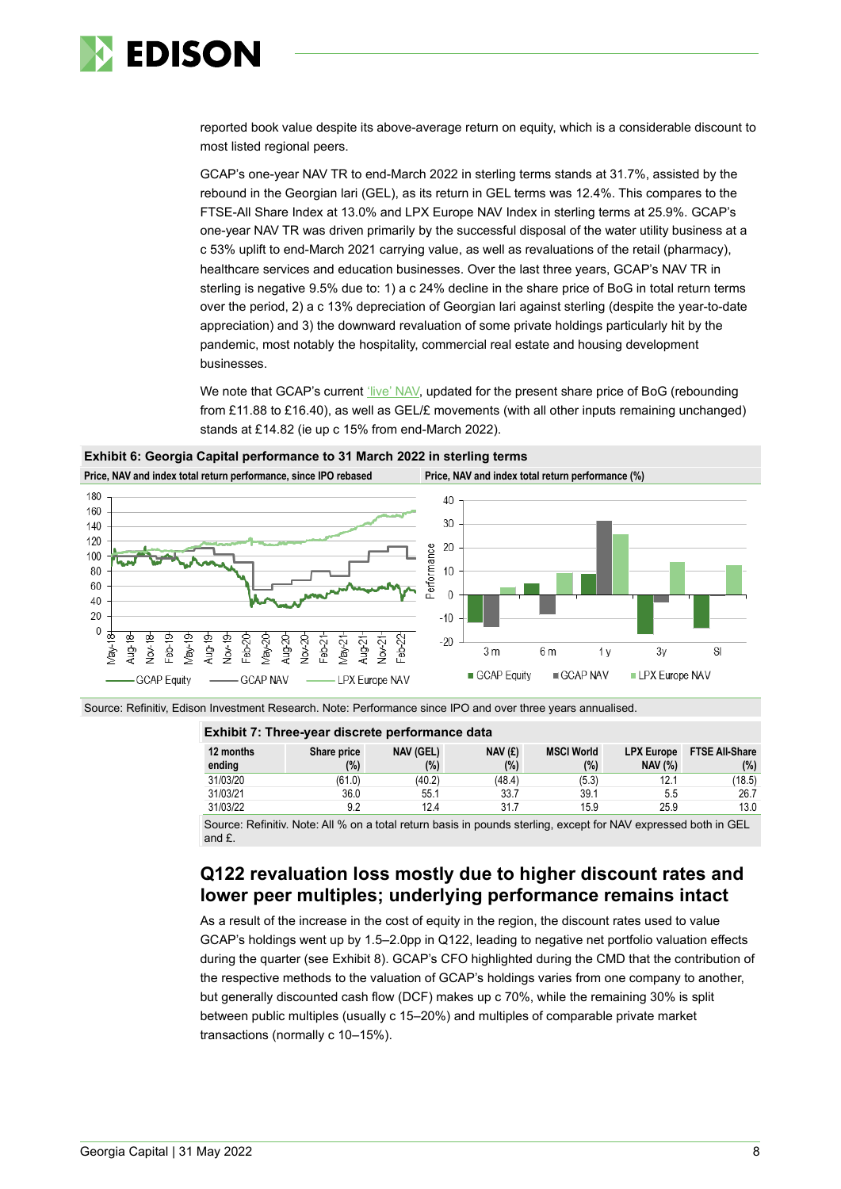reported book value despite its above-average return on equity, which is a considerable discount to most listed regional peers.

GCAP's one-year NAV TR to end-March 2022 in sterling terms stands at 31.7%, assisted by the rebound in the Georgian lari (GEL), as its return in GEL terms was 12.4%. This compares to the FTSE-All Share Index at 13.0% and LPX Europe NAV Index in sterling terms at 25.9%. GCAP's one-year NAV TR was driven primarily by the successful disposal of the water utility business at a c 53% uplift to end-March 2021 carrying value, as well as revaluations of the retail (pharmacy), healthcare services and education businesses. Over the last three years, GCAP's NAV TR in sterling is negative 9.5% due to: 1) a c 24% decline in the share price of BoG in total return terms over the period, 2) a c 13% depreciation of Georgian lari against sterling (despite the year-to-date appreciation) and 3) the downward revaluation of some private holdings particularly hit by the pandemic, most notably the hospitality, commercial real estate and housing development businesses.

We note that GCAP's current 'live' NAV, updated for the present share price of BoG (rebounding from £11.88 to £16.40), as well as GEL/£ movements (with all other inputs remaining unchanged) stands at £14.82 (ie up c 15% from end-March 2022).

**Exhibit 6: Georgia Capital performance to 31 March 2022 in sterling terms**

**Price, NAV and index total return performance, since IPO rebased** | **Price, NAV and index total return performance (%)**

Source: Refinitiv, Edison Investment Research. Note: Performance since IPO and over three years annualised.

**Exhibit 7: Three-year discrete performance data**

| 12 months ending | Share price (%) | NAV (GEL) (%) | NAV (£) (%) | MSCI World (%) | LPX Europe NAV (%) | FTSE All-Share (%) |
|---|---|---|---|---|---|---|
| 31/03/20 | (61.0) | (40.2) | (48.4) | (5.3) | 12.1 | (18.5) |
| 31/03/21 | 36.0 | 55.1 | 33.7 | 39.1 | 5.5 | 26.7 |
| 31/03/22 | 9.2 | 12.4 | 31.7 | 15.9 | 25.9 | 13.0 |

Source: Refinitiv. Note: All % on a total return basis in pounds sterling, except for NAV expressed both in GEL and £.

## Q122 revaluation loss mostly due to higher discount rates and lower peer multiples; underlying performance remains intact

As a result of the increase in the cost of equity in the region, the discount rates used to value GCAP's holdings went up by 1.5–2.0pp in Q122, leading to negative net portfolio valuation effects during the quarter (see Exhibit 8). GCAP's CFO highlighted during the CMD that the contribution of the respective methods to the valuation of GCAP's holdings varies from one company to another, but generally discounted cash flow (DCF) makes up c 70%, while the remaining 30% is split between public multiples (usually c 15–20%) and multiples of comparable private market transactions (normally c 10–15%).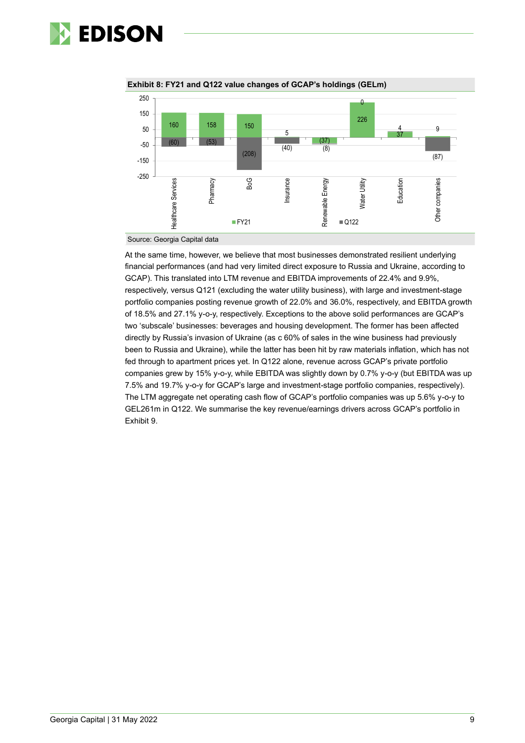**Exhibit 8: FY21 and Q122 value changes of GCAP's holdings (GELm)**

| | FY21 | Q122 |
|---|---|---|
| Healthcare Services | 160 | (60) |
| Pharmacy | 158 | (53) |
| BoG | 150 | (208) |
| Insurance | 5 | (40) |
| Renewable Energy | (37) | (8) |
| Water Utility | 226 | 0 |
| Education | 37 | 4 |
| Other companies | 9 | (87) |

Source: Georgia Capital data

At the same time, however, we believe that most businesses demonstrated resilient underlying financial performances (and had very limited direct exposure to Russia and Ukraine, according to GCAP). This translated into LTM revenue and EBITDA improvements of 22.4% and 9.9%, respectively, versus Q121 (excluding the water utility business), with large and investment-stage portfolio companies posting revenue growth of 22.0% and 36.0%, respectively, and EBITDA growth of 18.5% and 27.1% y-o-y, respectively. Exceptions to the above solid performances are GCAP's two 'subscale' businesses: beverages and housing development. The former has been affected directly by Russia's invasion of Ukraine (as c 60% of sales in the wine business had previously been to Russia and Ukraine), while the latter has been hit by raw materials inflation, which has not fed through to apartment prices yet. In Q122 alone, revenue across GCAP's private portfolio companies grew by 15% y-o-y, while EBITDA was slightly down by 0.7% y-o-y (but EBITDA was up 7.5% and 19.7% y-o-y for GCAP's large and investment-stage portfolio companies, respectively). The LTM aggregate net operating cash flow of GCAP's portfolio companies was up 5.6% y-o-y to GEL261m in Q122. We summarise the key revenue/earnings drivers across GCAP's portfolio in Exhibit 9.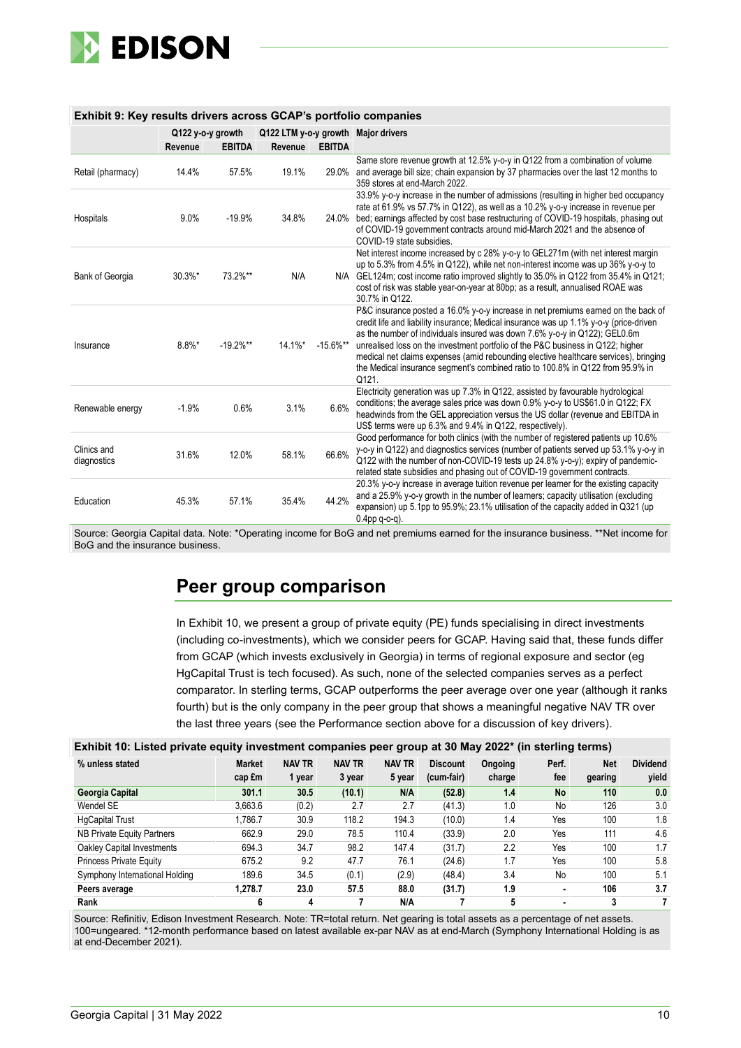**Exhibit 9: Key results drivers across GCAP's portfolio companies**

| | Q122 y-o-y growth | | Q122 LTM y-o-y growth | | Major drivers |
|---|---|---|---|---|---|
| | Revenue | EBITDA | Revenue | EBITDA | |
| Retail (pharmacy) | 14.4% | 57.5% | 19.1% | 29.0% | Same store revenue growth at 12.5% y-o-y in Q122 from a combination of volume and average bill size; chain expansion by 37 pharmacies over the last 12 months to 359 stores at end-March 2022. |
| Hospitals | 9.0% | -19.9% | 34.8% | 24.0% | 33.9% y-o-y increase in the number of admissions (resulting in higher bed occupancy rate at 61.9% vs 57.7% in Q122), as well as a 10.2% y-o-y increase in revenue per bed; earnings affected by cost base restructuring of COVID-19 hospitals, phasing out of COVID-19 government contracts around mid-March 2021 and the absence of COVID-19 state subsidies. |
| Bank of Georgia | 30.3%* | 73.2%** | N/A | N/A | Net interest income increased by c 28% y-o-y to GEL271m (with net interest margin up to 5.3% from 4.5% in Q122), while net non-interest income was up 36% y-o-y to GEL124m; cost income ratio improved slightly to 35.0% in Q122 from 35.4% in Q121; cost of risk was stable year-on-year at 80bp; as a result, annualised ROAE was 30.7% in Q122. |
| Insurance | 8.8%* | -19.2%** | 14.1%* | -15.6%** | P&C insurance posted a 16.0% y-o-y increase in net premiums earned on the back of credit life and liability insurance; Medical insurance was up 1.1% y-o-y (price-driven as the number of individuals insured was down 7.6% y-o-y in Q122); GEL0.6m unrealised loss on the investment portfolio of the P&C business in Q122; higher medical net claims expenses (amid rebounding elective healthcare services), bringing the Medical insurance segment's combined ratio to 100.8% in Q122 from 95.9% in Q121. |
| Renewable energy | -1.9% | 0.6% | 3.1% | 6.6% | Electricity generation was up 7.3% in Q122, assisted by favourable hydrological conditions; the average sales price was down 0.9% y-o-y to US$61.0 in Q122; FX headwinds from the GEL appreciation versus the US dollar (revenue and EBITDA in US$ terms were up 6.3% and 9.4% in Q122, respectively). |
| Clinics and diagnostics | 31.6% | 12.0% | 58.1% | 66.6% | Good performance for both clinics (with the number of registered patients up 10.6% y-o-y in Q122) and diagnostics services (number of patients served up 53.1% y-o-y in Q122 with the number of non-COVID-19 tests up 24.8% y-o-y); expiry of pandemic-related state subsidies and phasing out of COVID-19 government contracts. |
| Education | 45.3% | 57.1% | 35.4% | 44.2% | 20.3% y-o-y increase in average tuition revenue per learner for the existing capacity and a 25.9% y-o-y growth in the number of learners; capacity utilisation (excluding expansion) up 5.1pp to 95.9%; 23.1% utilisation of the capacity added in Q321 (up 0.4pp q-o-q). |

Source: Georgia Capital data. Note: *Operating income for BoG and net premiums earned for the insurance business. **Net income for BoG and the insurance business.

## Peer group comparison

In Exhibit 10, we present a group of private equity (PE) funds specialising in direct investments (including co-investments), which we consider peers for GCAP. Having said that, these funds differ from GCAP (which invests exclusively in Georgia) in terms of regional exposure and sector (eg HgCapital Trust is tech focused). As such, none of the selected companies serves as a perfect comparator. In sterling terms, GCAP outperforms the peer average over one year (although it ranks fourth) but is the only company in the peer group that shows a meaningful negative NAV TR over the last three years (see the Performance section above for a discussion of key drivers).

**Exhibit 10: Listed private equity investment companies peer group at 30 May 2022* (in sterling terms)**

| % unless stated | Market cap £m | NAV TR 1 year | NAV TR 3 year | NAV TR 5 year | Discount (cum-fair) | Ongoing charge | Perf. fee | Net gearing | Dividend yield |
|---|---|---|---|---|---|---|---|---|---|
| **Georgia Capital** | **301.1** | **30.5** | **(10.1)** | **N/A** | **(52.8)** | **1.4** | **No** | **110** | **0.0** |
| Wendel SE | 3,663.6 | (0.2) | 2.7 | 2.7 | (41.3) | 1.0 | No | 126 | 3.0 |
| HgCapital Trust | 1,786.7 | 30.9 | 118.2 | 194.3 | (10.0) | 1.4 | Yes | 100 | 1.8 |
| NB Private Equity Partners | 662.9 | 29.0 | 78.5 | 110.4 | (33.9) | 2.0 | Yes | 111 | 4.6 |
| Oakley Capital Investments | 694.3 | 34.7 | 98.2 | 147.4 | (31.7) | 2.2 | Yes | 100 | 1.7 |
| Princess Private Equity | 675.2 | 9.2 | 47.7 | 76.1 | (24.6) | 1.7 | Yes | 100 | 5.8 |
| Symphony International Holding | 189.6 | 34.5 | (0.1) | (2.9) | (48.4) | 3.4 | No | 100 | 5.1 |
| **Peers average** | **1,278.7** | **23.0** | **57.5** | **88.0** | **(31.7)** | **1.9** | **-** | **106** | **3.7** |
| **Rank** | **6** | **4** | **7** | **N/A** | **7** | **5** | **-** | **3** | **7** |

Source: Refinitiv, Edison Investment Research. Note: TR=total return. Net gearing is total assets as a percentage of net assets. 100=ungeared. *12-month performance based on latest available ex-par NAV as at end-March (Symphony International Holding is as at end-December 2021).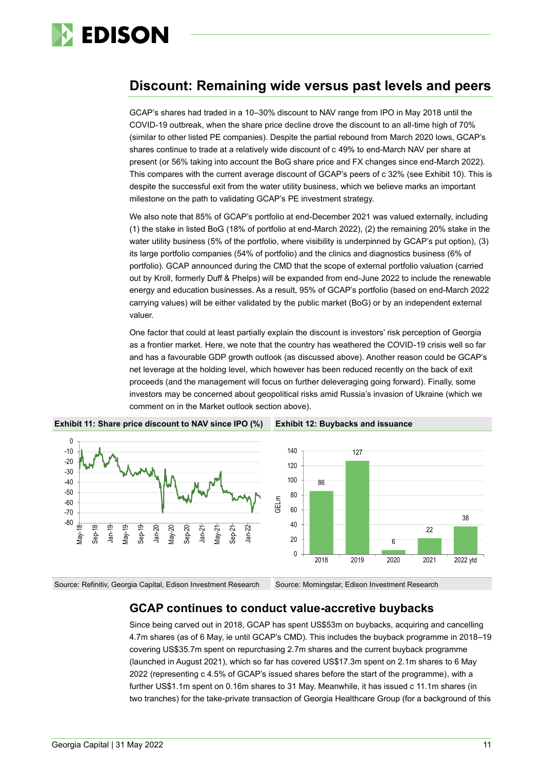## Discount: Remaining wide versus past levels and peers

GCAP's shares had traded in a 10–30% discount to NAV range from IPO in May 2018 until the COVID-19 outbreak, when the share price decline drove the discount to an all-time high of 70% (similar to other listed PE companies). Despite the partial rebound from March 2020 lows, GCAP's shares continue to trade at a relatively wide discount of c 49% to end-March NAV per share at present (or 56% taking into account the BoG share price and FX changes since end-March 2022). This compares with the current average discount of GCAP's peers of c 32% (see Exhibit 10). This is despite the successful exit from the water utility business, which we believe marks an important milestone on the path to validating GCAP's PE investment strategy.

We also note that 85% of GCAP's portfolio at end-December 2021 was valued externally, including (1) the stake in listed BoG (18% of portfolio at end-March 2022), (2) the remaining 20% stake in the water utility business (5% of the portfolio, where visibility is underpinned by GCAP's put option), (3) its large portfolio companies (54% of portfolio) and the clinics and diagnostics business (6% of portfolio). GCAP announced during the CMD that the scope of external portfolio valuation (carried out by Kroll, formerly Duff & Phelps) will be expanded from end-June 2022 to include the renewable energy and education businesses. As a result, 95% of GCAP's portfolio (based on end-March 2022 carrying values) will be either validated by the public market (BoG) or by an independent external valuer.

One factor that could at least partially explain the discount is investors' risk perception of Georgia as a frontier market. Here, we note that the country has weathered the COVID-19 crisis well so far and has a favourable GDP growth outlook (as discussed above). Another reason could be GCAP's net leverage at the holding level, which however has been reduced recently on the back of exit proceeds (and the management will focus on further deleveraging going forward). Finally, some investors may be concerned about geopolitical risks amid Russia's invasion of Ukraine (which we comment on in the Market outlook section above).

**Exhibit 11: Share price discount to NAV since IPO (%)**

Source: Refinitiv, Georgia Capital, Edison Investment Research

**Exhibit 12: Buybacks and issuance**

| Year | GELm |
|---|---|
| 2018 | 86 |
| 2019 | 127 |
| 2020 | 6 |
| 2021 | 22 |
| 2022 ytd | 38 |

Source: Morningstar, Edison Investment Research

### GCAP continues to conduct value-accretive buybacks

Since being carved out in 2018, GCAP has spent US$53m on buybacks, acquiring and cancelling 4.7m shares (as of 6 May, ie until GCAP's CMD). This includes the buyback programme in 2018–19 covering US$35.7m spent on repurchasing 2.7m shares and the current buyback programme (launched in August 2021), which so far has covered US$17.3m spent on 2.1m shares to 6 May 2022 (representing c 4.5% of GCAP's issued shares before the start of the programme), with a further US$1.1m spent on 0.16m shares to 31 May. Meanwhile, it has issued c 11.1m shares (in two tranches) for the take-private transaction of Georgia Healthcare Group (for a background of this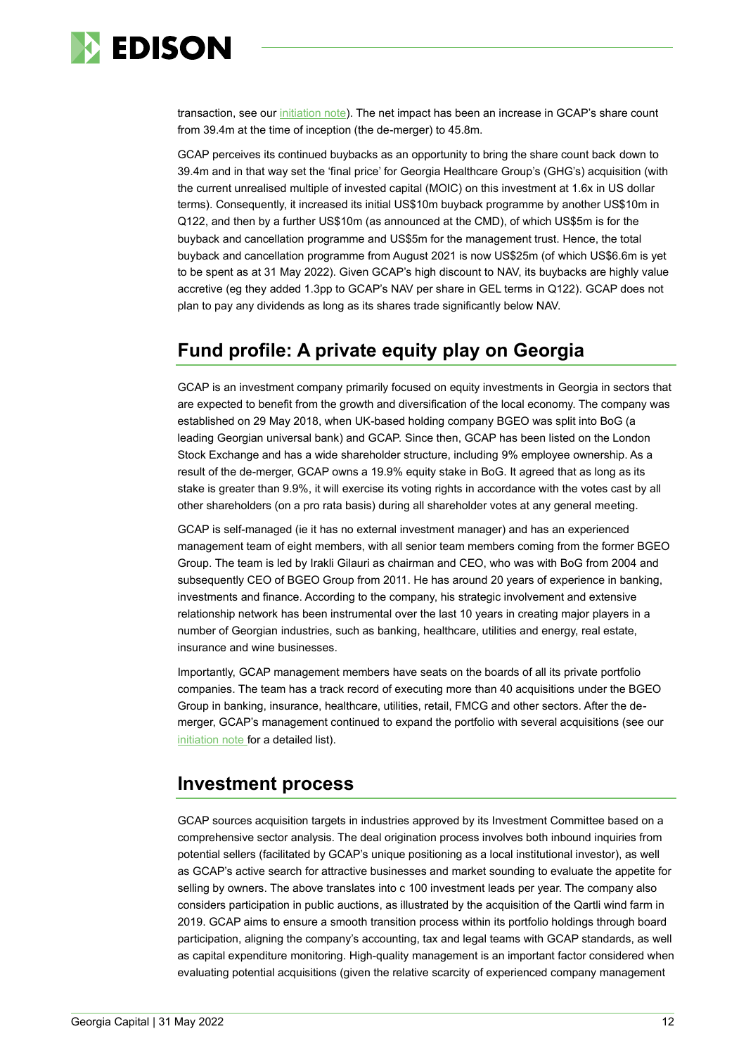transaction, see our initiation note). The net impact has been an increase in GCAP's share count from 39.4m at the time of inception (the de-merger) to 45.8m.

GCAP perceives its continued buybacks as an opportunity to bring the share count back down to 39.4m and in that way set the 'final price' for Georgia Healthcare Group's (GHG's) acquisition (with the current unrealised multiple of invested capital (MOIC) on this investment at 1.6x in US dollar terms). Consequently, it increased its initial US$10m buyback programme by another US$10m in Q122, and then by a further US$10m (as announced at the CMD), of which US$5m is for the buyback and cancellation programme and US$5m for the management trust. Hence, the total buyback and cancellation programme from August 2021 is now US$25m (of which US$6.6m is yet to be spent as at 31 May 2022). Given GCAP's high discount to NAV, its buybacks are highly value accretive (eg they added 1.3pp to GCAP's NAV per share in GEL terms in Q122). GCAP does not plan to pay any dividends as long as its shares trade significantly below NAV.

## Fund profile: A private equity play on Georgia

GCAP is an investment company primarily focused on equity investments in Georgia in sectors that are expected to benefit from the growth and diversification of the local economy. The company was established on 29 May 2018, when UK-based holding company BGEO was split into BoG (a leading Georgian universal bank) and GCAP. Since then, GCAP has been listed on the London Stock Exchange and has a wide shareholder structure, including 9% employee ownership. As a result of the de-merger, GCAP owns a 19.9% equity stake in BoG. It agreed that as long as its stake is greater than 9.9%, it will exercise its voting rights in accordance with the votes cast by all other shareholders (on a pro rata basis) during all shareholder votes at any general meeting.

GCAP is self-managed (ie it has no external investment manager) and has an experienced management team of eight members, with all senior team members coming from the former BGEO Group. The team is led by Irakli Gilauri as chairman and CEO, who was with BoG from 2004 and subsequently CEO of BGEO Group from 2011. He has around 20 years of experience in banking, investments and finance. According to the company, his strategic involvement and extensive relationship network has been instrumental over the last 10 years in creating major players in a number of Georgian industries, such as banking, healthcare, utilities and energy, real estate, insurance and wine businesses.

Importantly, GCAP management members have seats on the boards of all its private portfolio companies. The team has a track record of executing more than 40 acquisitions under the BGEO Group in banking, insurance, healthcare, utilities, retail, FMCG and other sectors. After the de-merger, GCAP's management continued to expand the portfolio with several acquisitions (see our initiation note for a detailed list).

## Investment process

GCAP sources acquisition targets in industries approved by its Investment Committee based on a comprehensive sector analysis. The deal origination process involves both inbound inquiries from potential sellers (facilitated by GCAP's unique positioning as a local institutional investor), as well as GCAP's active search for attractive businesses and market sounding to evaluate the appetite for selling by owners. The above translates into c 100 investment leads per year. The company also considers participation in public auctions, as illustrated by the acquisition of the Qartli wind farm in 2019. GCAP aims to ensure a smooth transition process within its portfolio holdings through board participation, aligning the company's accounting, tax and legal teams with GCAP standards, as well as capital expenditure monitoring. High-quality management is an important factor considered when evaluating potential acquisitions (given the relative scarcity of experienced company management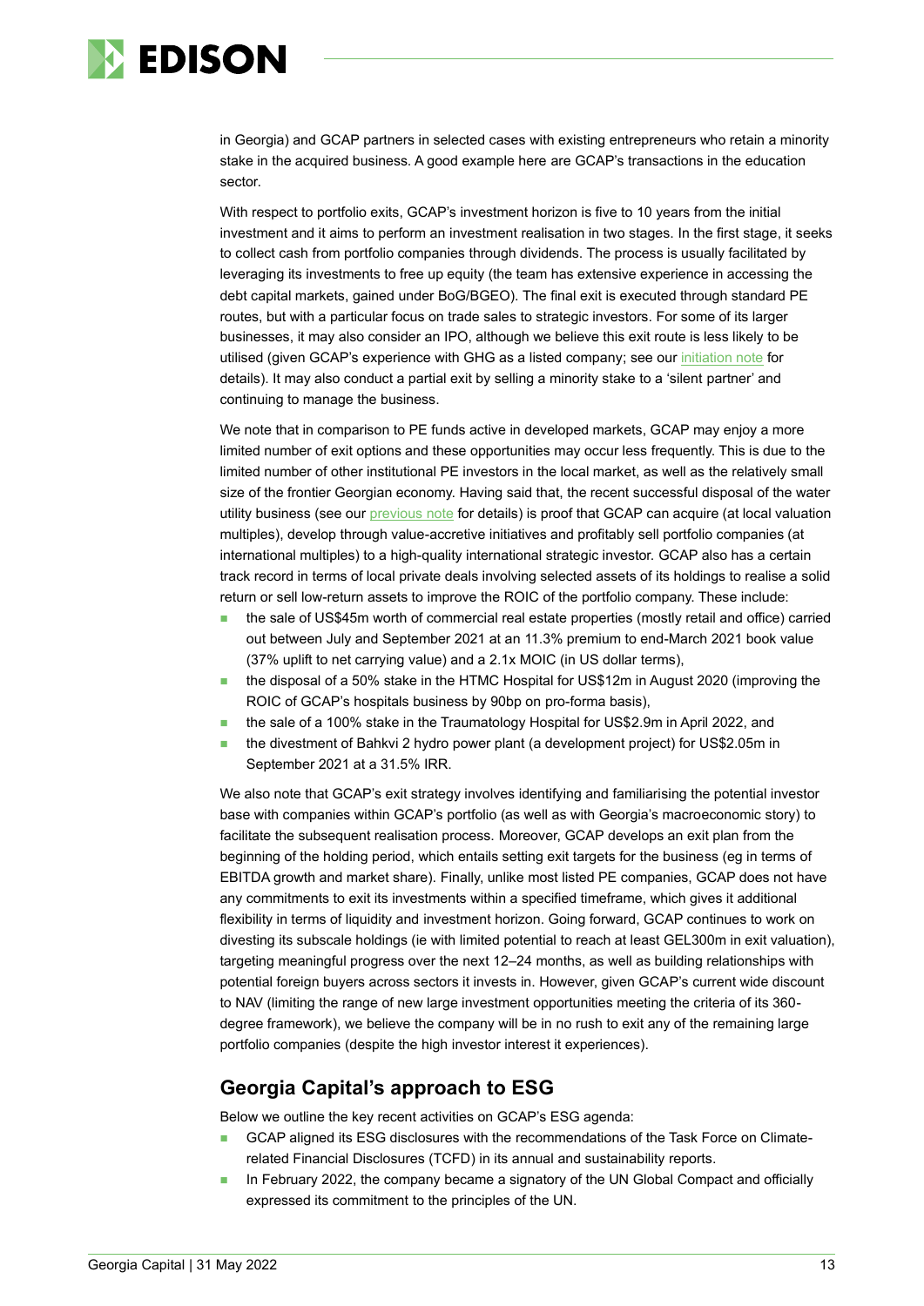in Georgia) and GCAP partners in selected cases with existing entrepreneurs who retain a minority stake in the acquired business. A good example here are GCAP's transactions in the education sector.

With respect to portfolio exits, GCAP's investment horizon is five to 10 years from the initial investment and it aims to perform an investment realisation in two stages. In the first stage, it seeks to collect cash from portfolio companies through dividends. The process is usually facilitated by leveraging its investments to free up equity (the team has extensive experience in accessing the debt capital markets, gained under BoG/BGEO). The final exit is executed through standard PE routes, but with a particular focus on trade sales to strategic investors. For some of its larger businesses, it may also consider an IPO, although we believe this exit route is less likely to be utilised (given GCAP's experience with GHG as a listed company; see our initiation note for details). It may also conduct a partial exit by selling a minority stake to a 'silent partner' and continuing to manage the business.

We note that in comparison to PE funds active in developed markets, GCAP may enjoy a more limited number of exit options and these opportunities may occur less frequently. This is due to the limited number of other institutional PE investors in the local market, as well as the relatively small size of the frontier Georgian economy. Having said that, the recent successful disposal of the water utility business (see our previous note for details) is proof that GCAP can acquire (at local valuation multiples), develop through value-accretive initiatives and profitably sell portfolio companies (at international multiples) to a high-quality international strategic investor. GCAP also has a certain track record in terms of local private deals involving selected assets of its holdings to realise a solid return or sell low-return assets to improve the ROIC of the portfolio company. These include:

- the sale of US$45m worth of commercial real estate properties (mostly retail and office) carried out between July and September 2021 at an 11.3% premium to end-March 2021 book value (37% uplift to net carrying value) and a 2.1x MOIC (in US dollar terms),
- the disposal of a 50% stake in the HTMC Hospital for US$12m in August 2020 (improving the ROIC of GCAP's hospitals business by 90bp on pro-forma basis),
- the sale of a 100% stake in the Traumatology Hospital for US$2.9m in April 2022, and
- the divestment of Bahkvi 2 hydro power plant (a development project) for US$2.05m in September 2021 at a 31.5% IRR.

We also note that GCAP's exit strategy involves identifying and familiarising the potential investor base with companies within GCAP's portfolio (as well as with Georgia's macroeconomic story) to facilitate the subsequent realisation process. Moreover, GCAP develops an exit plan from the beginning of the holding period, which entails setting exit targets for the business (eg in terms of EBITDA growth and market share). Finally, unlike most listed PE companies, GCAP does not have any commitments to exit its investments within a specified timeframe, which gives it additional flexibility in terms of liquidity and investment horizon. Going forward, GCAP continues to work on divesting its subscale holdings (ie with limited potential to reach at least GEL300m in exit valuation), targeting meaningful progress over the next 12–24 months, as well as building relationships with potential foreign buyers across sectors it invests in. However, given GCAP's current wide discount to NAV (limiting the range of new large investment opportunities meeting the criteria of its 360-degree framework), we believe the company will be in no rush to exit any of the remaining large portfolio companies (despite the high investor interest it experiences).

## Georgia Capital's approach to ESG

Below we outline the key recent activities on GCAP's ESG agenda:

- GCAP aligned its ESG disclosures with the recommendations of the Task Force on Climate-related Financial Disclosures (TCFD) in its annual and sustainability reports.
- In February 2022, the company became a signatory of the UN Global Compact and officially expressed its commitment to the principles of the UN.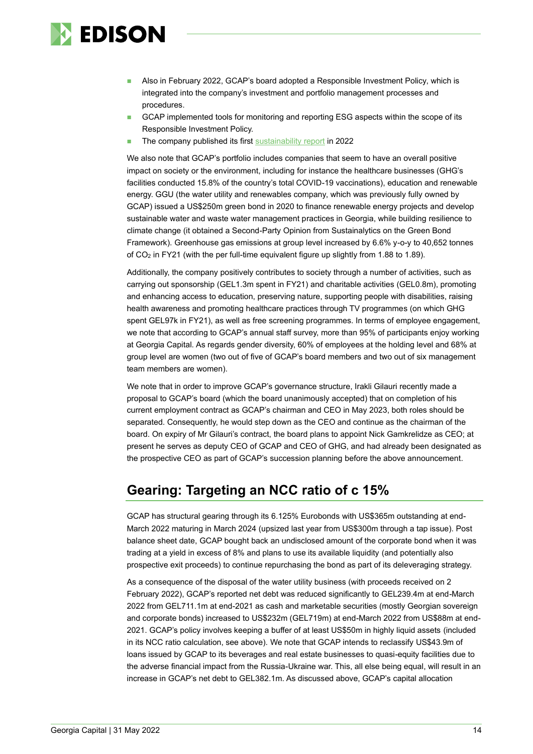- Also in February 2022, GCAP's board adopted a Responsible Investment Policy, which is integrated into the company's investment and portfolio management processes and procedures.
- GCAP implemented tools for monitoring and reporting ESG aspects within the scope of its Responsible Investment Policy.
- The company published its first sustainability report in 2022

We also note that GCAP's portfolio includes companies that seem to have an overall positive impact on society or the environment, including for instance the healthcare businesses (GHG's facilities conducted 15.8% of the country's total COVID-19 vaccinations), education and renewable energy. GGU (the water utility and renewables company, which was previously fully owned by GCAP) issued a US$250m green bond in 2020 to finance renewable energy projects and develop sustainable water and waste water management practices in Georgia, while building resilience to climate change (it obtained a Second-Party Opinion from Sustainalytics on the Green Bond Framework). Greenhouse gas emissions at group level increased by 6.6% y-o-y to 40,652 tonnes of $CO_2$ in FY21 (with the per full-time equivalent figure up slightly from 1.88 to 1.89).

Additionally, the company positively contributes to society through a number of activities, such as carrying out sponsorship (GEL1.3m spent in FY21) and charitable activities (GEL0.8m), promoting and enhancing access to education, preserving nature, supporting people with disabilities, raising health awareness and promoting healthcare practices through TV programmes (on which GHG spent GEL97k in FY21), as well as free screening programmes. In terms of employee engagement, we note that according to GCAP's annual staff survey, more than 95% of participants enjoy working at Georgia Capital. As regards gender diversity, 60% of employees at the holding level and 68% at group level are women (two out of five of GCAP's board members and two out of six management team members are women).

We note that in order to improve GCAP's governance structure, Irakli Gilauri recently made a proposal to GCAP's board (which the board unanimously accepted) that on completion of his current employment contract as GCAP's chairman and CEO in May 2023, both roles should be separated. Consequently, he would step down as the CEO and continue as the chairman of the board. On expiry of Mr Gilauri's contract, the board plans to appoint Nick Gamkrelidze as CEO; at present he serves as deputy CEO of GCAP and CEO of GHG, and had already been designated as the prospective CEO as part of GCAP's succession planning before the above announcement.

## Gearing: Targeting an NCC ratio of c 15%

GCAP has structural gearing through its 6.125% Eurobonds with US$365m outstanding at end-March 2022 maturing in March 2024 (upsized last year from US$300m through a tap issue). Post balance sheet date, GCAP bought back an undisclosed amount of the corporate bond when it was trading at a yield in excess of 8% and plans to use its available liquidity (and potentially also prospective exit proceeds) to continue repurchasing the bond as part of its deleveraging strategy.

As a consequence of the disposal of the water utility business (with proceeds received on 2 February 2022), GCAP's reported net debt was reduced significantly to GEL239.4m at end-March 2022 from GEL711.1m at end-2021 as cash and marketable securities (mostly Georgian sovereign and corporate bonds) increased to US$232m (GEL719m) at end-March 2022 from US$88m at end-2021. GCAP's policy involves keeping a buffer of at least US$50m in highly liquid assets (included in its NCC ratio calculation, see above). We note that GCAP intends to reclassify US$43.9m of loans issued by GCAP to its beverages and real estate businesses to quasi-equity facilities due to the adverse financial impact from the Russia-Ukraine war. This, all else being equal, will result in an increase in GCAP's net debt to GEL382.1m. As discussed above, GCAP's capital allocation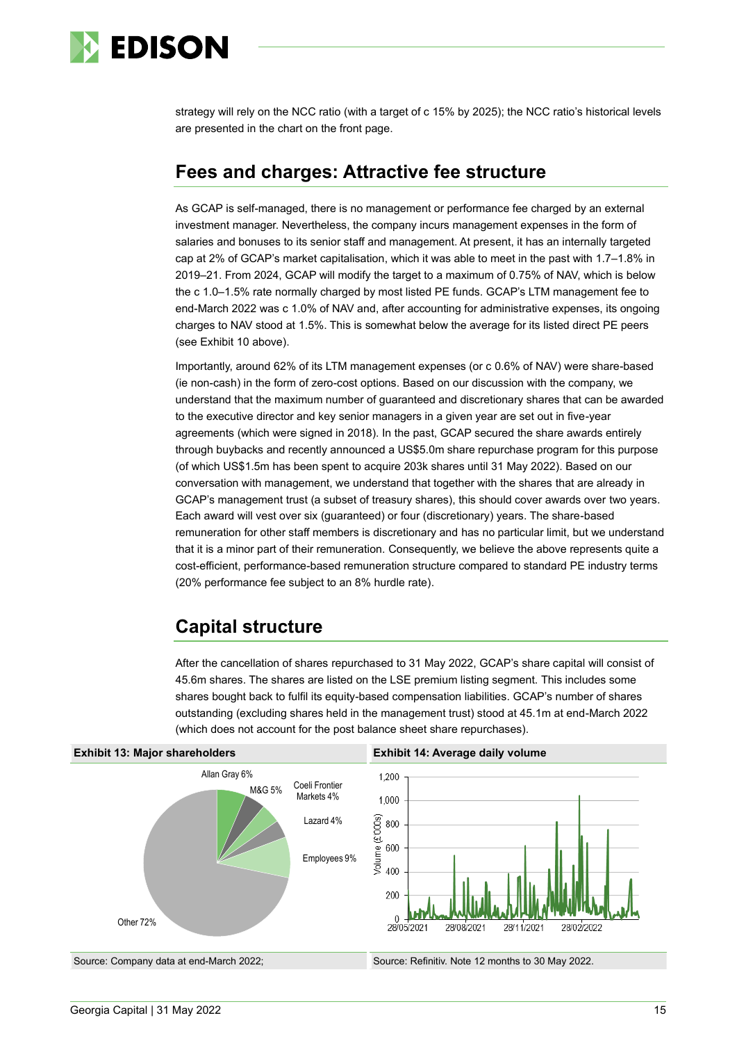strategy will rely on the NCC ratio (with a target of c 15% by 2025); the NCC ratio's historical levels are presented in the chart on the front page.

## Fees and charges: Attractive fee structure

As GCAP is self-managed, there is no management or performance fee charged by an external investment manager. Nevertheless, the company incurs management expenses in the form of salaries and bonuses to its senior staff and management. At present, it has an internally targeted cap at 2% of GCAP's market capitalisation, which it was able to meet in the past with 1.7–1.8% in 2019–21. From 2024, GCAP will modify the target to a maximum of 0.75% of NAV, which is below the c 1.0–1.5% rate normally charged by most listed PE funds. GCAP's LTM management fee to end-March 2022 was c 1.0% of NAV and, after accounting for administrative expenses, its ongoing charges to NAV stood at 1.5%. This is somewhat below the average for its listed direct PE peers (see Exhibit 10 above).

Importantly, around 62% of its LTM management expenses (or c 0.6% of NAV) were share-based (ie non-cash) in the form of zero-cost options. Based on our discussion with the company, we understand that the maximum number of guaranteed and discretionary shares that can be awarded to the executive director and key senior managers in a given year are set out in five-year agreements (which were signed in 2018). In the past, GCAP secured the share awards entirely through buybacks and recently announced a US$5.0m share repurchase program for this purpose (of which US$1.5m has been spent to acquire 203k shares until 31 May 2022). Based on our conversation with management, we understand that together with the shares that are already in GCAP's management trust (a subset of treasury shares), this should cover awards over two years. Each award will vest over six (guaranteed) or four (discretionary) years. The share-based remuneration for other staff members is discretionary and has no particular limit, but we understand that it is a minor part of their remuneration. Consequently, we believe the above represents quite a cost-efficient, performance-based remuneration structure compared to standard PE industry terms (20% performance fee subject to an 8% hurdle rate).

## Capital structure

After the cancellation of shares repurchased to 31 May 2022, GCAP's share capital will consist of 45.6m shares. The shares are listed on the LSE premium listing segment. This includes some shares bought back to fulfil its equity-based compensation liabilities. GCAP's number of shares outstanding (excluding shares held in the management trust) stood at 45.1m at end-March 2022 (which does not account for the post balance sheet share repurchases).

**Exhibit 13: Major shareholders**

| Shareholder | Share |
|---|---|
| Allan Gray | 6% |
| M&G | 5% |
| Coeli Frontier Markets | 4% |
| Lazard | 4% |
| Employees | 9% |
| Other | 72% |

Source: Company data at end-March 2022;

**Exhibit 14: Average daily volume**

Source: Refinitiv. Note 12 months to 30 May 2022.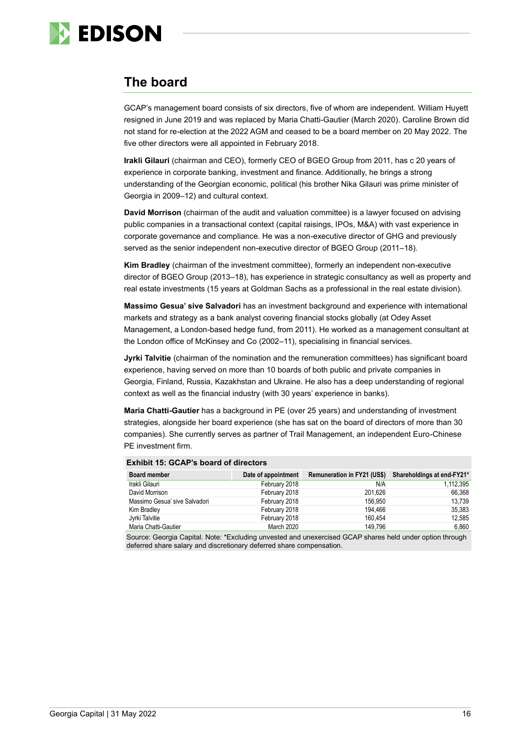## The board

GCAP's management board consists of six directors, five of whom are independent. William Huyett resigned in June 2019 and was replaced by Maria Chatti-Gautier (March 2020). Caroline Brown did not stand for re-election at the 2022 AGM and ceased to be a board member on 20 May 2022. The five other directors were all appointed in February 2018.

**Irakli Gilauri** (chairman and CEO), formerly CEO of BGEO Group from 2011, has c 20 years of experience in corporate banking, investment and finance. Additionally, he brings a strong understanding of the Georgian economic, political (his brother Nika Gilauri was prime minister of Georgia in 2009–12) and cultural context.

**David Morrison** (chairman of the audit and valuation committee) is a lawyer focused on advising public companies in a transactional context (capital raisings, IPOs, M&A) with vast experience in corporate governance and compliance. He was a non-executive director of GHG and previously served as the senior independent non-executive director of BGEO Group (2011–18).

**Kim Bradley** (chairman of the investment committee), formerly an independent non-executive director of BGEO Group (2013–18), has experience in strategic consultancy as well as property and real estate investments (15 years at Goldman Sachs as a professional in the real estate division).

**Massimo Gesua' sive Salvadori** has an investment background and experience with international markets and strategy as a bank analyst covering financial stocks globally (at Odey Asset Management, a London-based hedge fund, from 2011). He worked as a management consultant at the London office of McKinsey and Co (2002–11), specialising in financial services.

**Jyrki Talvitie** (chairman of the nomination and the remuneration committees) has significant board experience, having served on more than 10 boards of both public and private companies in Georgia, Finland, Russia, Kazakhstan and Ukraine. He also has a deep understanding of regional context as well as the financial industry (with 30 years' experience in banks).

**Maria Chatti-Gautier** has a background in PE (over 25 years) and understanding of investment strategies, alongside her board experience (she has sat on the board of directors of more than 30 companies). She currently serves as partner of Trail Management, an independent Euro-Chinese PE investment firm.

**Exhibit 15: GCAP's board of directors**

| Board member | Date of appointment | Remuneration in FY21 (US$) | Shareholdings at end-FY21* |
|---|---|---|---|
| Irakli Gilauri | February 2018 | N/A | 1,112,395 |
| David Morrison | February 2018 | 201,626 | 66,368 |
| Massimo Gesua' sive Salvadori | February 2018 | 156,950 | 13,739 |
| Kim Bradley | February 2018 | 194,466 | 35,383 |
| Jyrki Talvitie | February 2018 | 160,454 | 12,585 |
| Maria Chatti-Gautier | March 2020 | 149,796 | 6,860 |

Source: Georgia Capital. Note: *Excluding unvested and unexercised GCAP shares held under option through deferred share salary and discretionary deferred share compensation.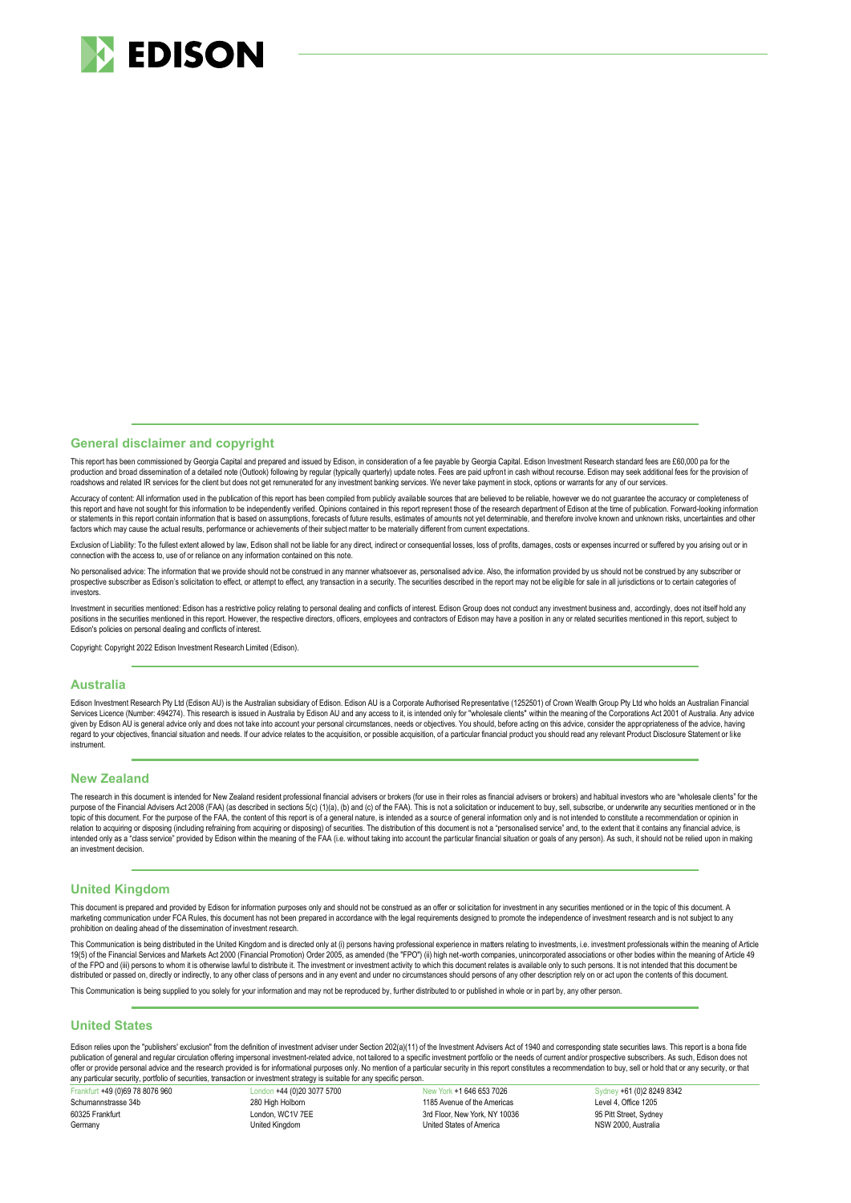## General disclaimer and copyright

This report has been commissioned by Georgia Capital and prepared and issued by Edison, in consideration of a fee payable by Georgia Capital. Edison Investment Research standard fees are £60,000 pa for the production and broad dissemination of a detailed note (Outlook) following by regular (typically quarterly) update notes. Fees are paid upfront in cash without recourse. Edison may seek additional fees for the provision of roadshows and related IR services for the client but does not get remunerated for any investment banking services. We never take payment in stock, options or warrants for any of our services.

Accuracy of content: All information used in the publication of this report has been compiled from publicly available sources that are believed to be reliable, however we do not guarantee the accuracy or completeness of this report and have not sought for this information to be independently verified. Opinions contained in this report represent those of the research department of Edison at the time of publication. Forward-looking information or statements in this report contain information that is based on assumptions, forecasts of future results, estimates of amounts not yet determinable, and therefore involve known and unknown risks, uncertainties and other factors which may cause the actual results, performance or achievements of their subject matter to be materially different from current expectations.

Exclusion of Liability: To the fullest extent allowed by law, Edison shall not be liable for any direct, indirect or consequential losses, loss of profits, damages, costs or expenses incurred or suffered by you arising out or in connection with the access to, use of or reliance on any information contained on this note.

No personalised advice: The information that we provide should not be construed in any manner whatsoever as, personalised advice. Also, the information provided by us should not be construed by any subscriber or prospective subscriber as Edison's solicitation to effect, or attempt to effect, any transaction in a security. The securities described in the report may not be eligible for sale in all jurisdictions or to certain categories of investors.

Investment in securities mentioned: Edison has a restrictive policy relating to personal dealing and conflicts of interest. Edison Group does not conduct any investment business and, accordingly, does not itself hold any positions in the securities mentioned in this report. However, the respective directors, officers, employees and contractors of Edison may have a position in any or related securities mentioned in this report, subject to Edison's policies on personal dealing and conflicts of interest.

Copyright: Copyright 2022 Edison Investment Research Limited (Edison).

## Australia

Edison Investment Research Pty Ltd (Edison AU) is the Australian subsidiary of Edison. Edison AU is a Corporate Authorised Representative (1252501) of Crown Wealth Group Pty Ltd who holds an Australian Financial Services Licence (Number: 494274). This research is issued in Australia by Edison AU and any access to it, is intended only for "wholesale clients" within the meaning of the Corporations Act 2001 of Australia. Any advice given by Edison AU is general advice only and does not take into account your personal circumstances, needs or objectives. You should, before acting on this advice, consider the appropriateness of the advice, having regard to your objectives, financial situation and needs. If our advice relates to the acquisition, or possible acquisition, of a particular financial product you should read any relevant Product Disclosure Statement or like instrument.

## New Zealand

The research in this document is intended for New Zealand resident professional financial advisers or brokers (for use in their roles as financial advisers or brokers) and habitual investors who are "wholesale clients" for the purpose of the Financial Advisers Act 2008 (FAA) (as described in sections 5(c) (1)(a), (b) and (c) of the FAA). This is not a solicitation or inducement to buy, sell, subscribe, or underwrite any securities mentioned or in the topic of this document. For the purpose of the FAA, the content of this report is of a general nature, is intended as a source of general information only and is not intended to constitute a recommendation or opinion in relation to acquiring or disposing (including refraining from acquiring or disposing) of securities. The distribution of this document is not a "personalised service" and, to the extent that it contains any financial advice, is intended only as a "class service" provided by Edison within the meaning of the FAA (i.e. without taking into account the particular financial situation or goals of any person). As such, it should not be relied upon in making an investment decision.

## United Kingdom

This document is prepared and provided by Edison for information purposes only and should not be construed as an offer or solicitation for investment in any securities mentioned or in the topic of this document. A marketing communication under FCA Rules, this document has not been prepared in accordance with the legal requirements designed to promote the independence of investment research and is not subject to any prohibition on dealing ahead of the dissemination of investment research.

This Communication is being distributed in the United Kingdom and is directed only at (i) persons having professional experience in matters relating to investments, i.e. investment professionals within the meaning of Article 19(5) of the Financial Services and Markets Act 2000 (Financial Promotion) Order 2005, as amended (the "FPO") (ii) high net-worth companies, unincorporated associations or other bodies within the meaning of Article 49 of the FPO and (iii) persons to whom it is otherwise lawful to distribute it. The investment or investment activity to which this document relates is available only to such persons. It is not intended that this document be distributed or passed on, directly or indirectly, to any other class of persons and in any event and under no circumstances should persons of any other description rely on or act upon the contents of this document.

This Communication is being supplied to you solely for your information and may not be reproduced by, further distributed to or published in whole or in part by, any other person.

## United States

Edison relies upon the "publishers' exclusion" from the definition of investment adviser under Section 202(a)(11) of the Investment Advisers Act of 1940 and corresponding state securities laws. This report is a bona fide publication of general and regular circulation offering impersonal investment-related advice, not tailored to a specific investment portfolio or the needs of current and/or prospective subscribers. As such, Edison does not offer or provide personal advice and the research provided is for informational purposes only. No mention of a particular security in this report constitutes a recommendation to buy, sell or hold that or any security, or that any particular security, portfolio of securities, transaction or investment strategy is suitable for any specific person.

Frankfurt +49 (0)69 78 8076 960
Schumannstrasse 34b
60325 Frankfurt
Germany

London +44 (0)20 3077 5700
280 High Holborn
London, WC1V 7EE
United Kingdom

New York +1 646 653 7026
1185 Avenue of the Americas
3rd Floor, New York, NY 10036
United States of America

Sydney +61 (0)2 8249 8342
Level 4, Office 1205
95 Pitt Street, Sydney
NSW 2000, Australia